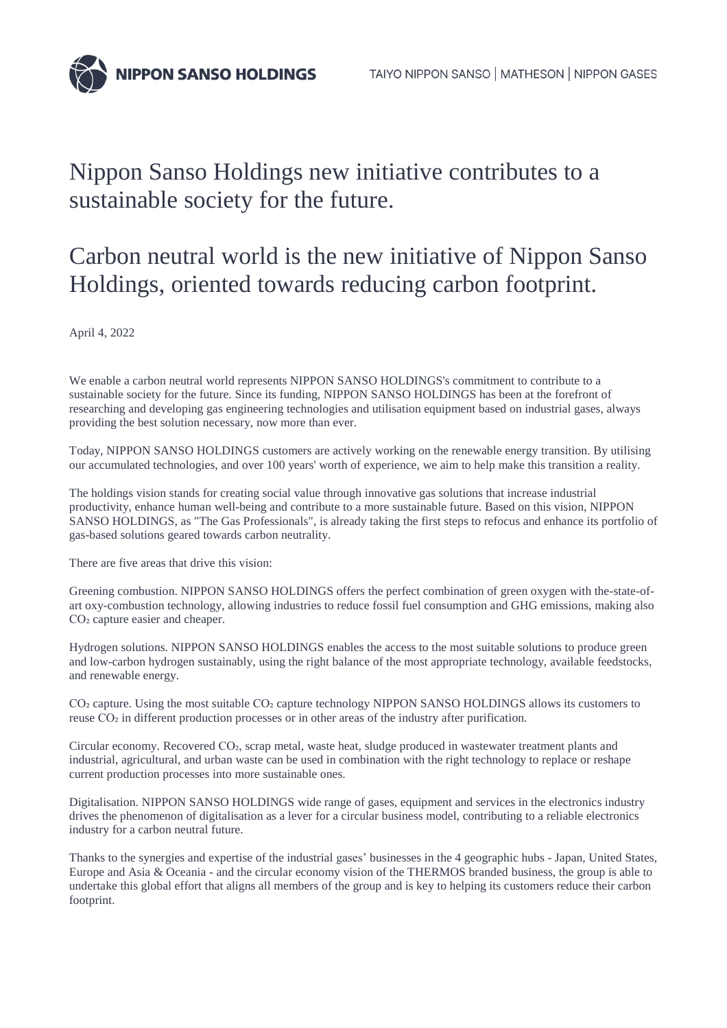# Nippon Sanso Holdings new initiative contributes to a sustainable society for the future.

# Carbon neutral world is the new initiative of Nippon Sanso Holdings, oriented towards reducing carbon footprint.

April 4, 2022

We enable a carbon neutral world represents NIPPON SANSO HOLDINGS's commitment to contribute to a sustainable society for the future. Since its funding, NIPPON SANSO HOLDINGS has been at the forefront of researching and developing gas engineering technologies and utilisation equipment based on industrial gases, always providing the best solution necessary, now more than ever.

Today, NIPPON SANSO HOLDINGS customers are actively working on the renewable energy transition. By utilising our accumulated technologies, and over 100 years' worth of experience, we aim to help make this transition a reality.

The holdings vision stands for creating social value through innovative gas solutions that increase industrial productivity, enhance human well-being and contribute to a more sustainable future. Based on this vision, NIPPON SANSO HOLDINGS, as "The Gas Professionals", is already taking the first steps to refocus and enhance its portfolio of gas-based solutions geared towards carbon neutrality.

There are five areas that drive this vision:

Greening combustion. NIPPON SANSO HOLDINGS offers the perfect combination of green oxygen with the-state-of-art oxy-combustion technology, allowing industries to reduce fossil fuel consumption and GHG emissions, making also $CO_2$ capture easier and cheaper.

Hydrogen solutions. NIPPON SANSO HOLDINGS enables the access to the most suitable solutions to produce green and low-carbon hydrogen sustainably, using the right balance of the most appropriate technology, available feedstocks, and renewable energy.

$CO_2$ capture. Using the most suitable $CO_2$ capture technology NIPPON SANSO HOLDINGS allows its customers to reuse $CO_2$ in different production processes or in other areas of the industry after purification.

Circular economy. Recovered $CO_2$, scrap metal, waste heat, sludge produced in wastewater treatment plants and industrial, agricultural, and urban waste can be used in combination with the right technology to replace or reshape current production processes into more sustainable ones.

Digitalisation. NIPPON SANSO HOLDINGS wide range of gases, equipment and services in the electronics industry drives the phenomenon of digitalisation as a lever for a circular business model, contributing to a reliable electronics industry for a carbon neutral future.

Thanks to the synergies and expertise of the industrial gases' businesses in the 4 geographic hubs - Japan, United States, Europe and Asia & Oceania - and the circular economy vision of the THERMOS branded business, the group is able to undertake this global effort that aligns all members of the group and is key to helping its customers reduce their carbon footprint.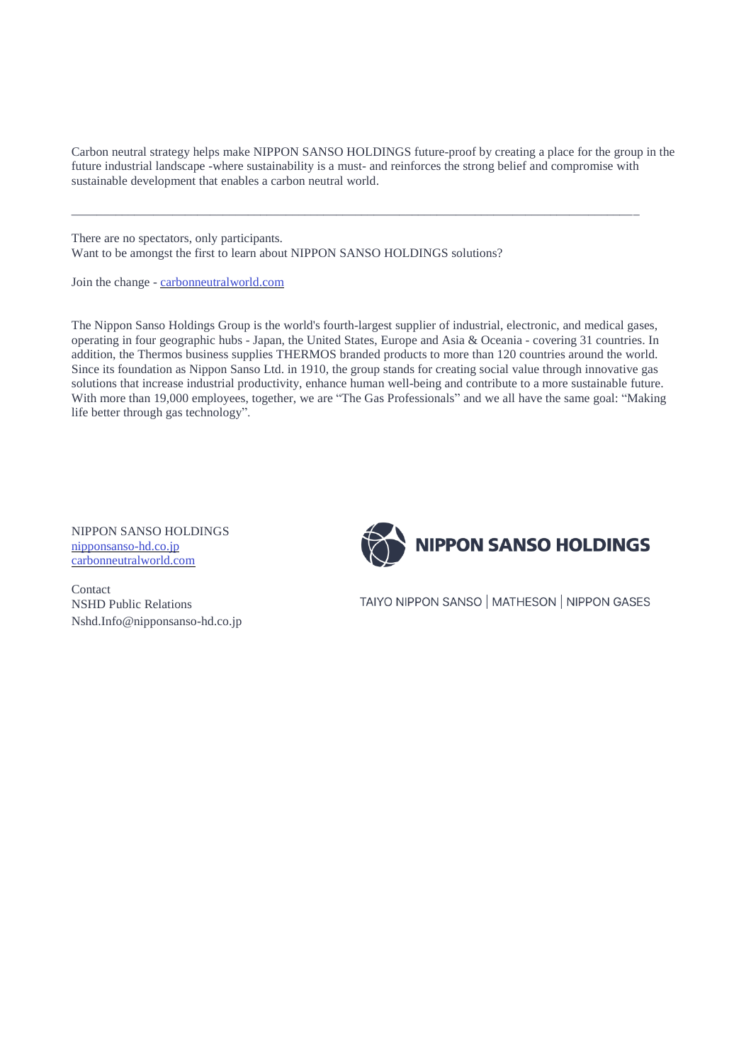Carbon neutral strategy helps make NIPPON SANSO HOLDINGS future-proof by creating a place for the group in the future industrial landscape -where sustainability is a must- and reinforces the strong belief and compromise with sustainable development that enables a carbon neutral world.

---

There are no spectators, only participants.
Want to be amongst the first to learn about NIPPON SANSO HOLDINGS solutions?

Join the change - [carbonneutralworld.com](carbonneutralworld.com)

The Nippon Sanso Holdings Group is the world's fourth-largest supplier of industrial, electronic, and medical gases, operating in four geographic hubs - Japan, the United States, Europe and Asia & Oceania - covering 31 countries. In addition, the Thermos business supplies THERMOS branded products to more than 120 countries around the world. Since its foundation as Nippon Sanso Ltd. in 1910, the group stands for creating social value through innovative gas solutions that increase industrial productivity, enhance human well-being and contribute to a more sustainable future. With more than 19,000 employees, together, we are "The Gas Professionals" and we all have the same goal: "Making life better through gas technology".

NIPPON SANSO HOLDINGS
[nipponsanso-hd.co.jp](nipponsanso-hd.co.jp)
[carbonneutralworld.com](carbonneutralworld.com)

Contact
NSHD Public Relations
Nshd.Info@nipponsanso-hd.co.jp

NIPPON SANSO HOLDINGS

TAIYO NIPPON SANSO | MATHESON | NIPPON GASES